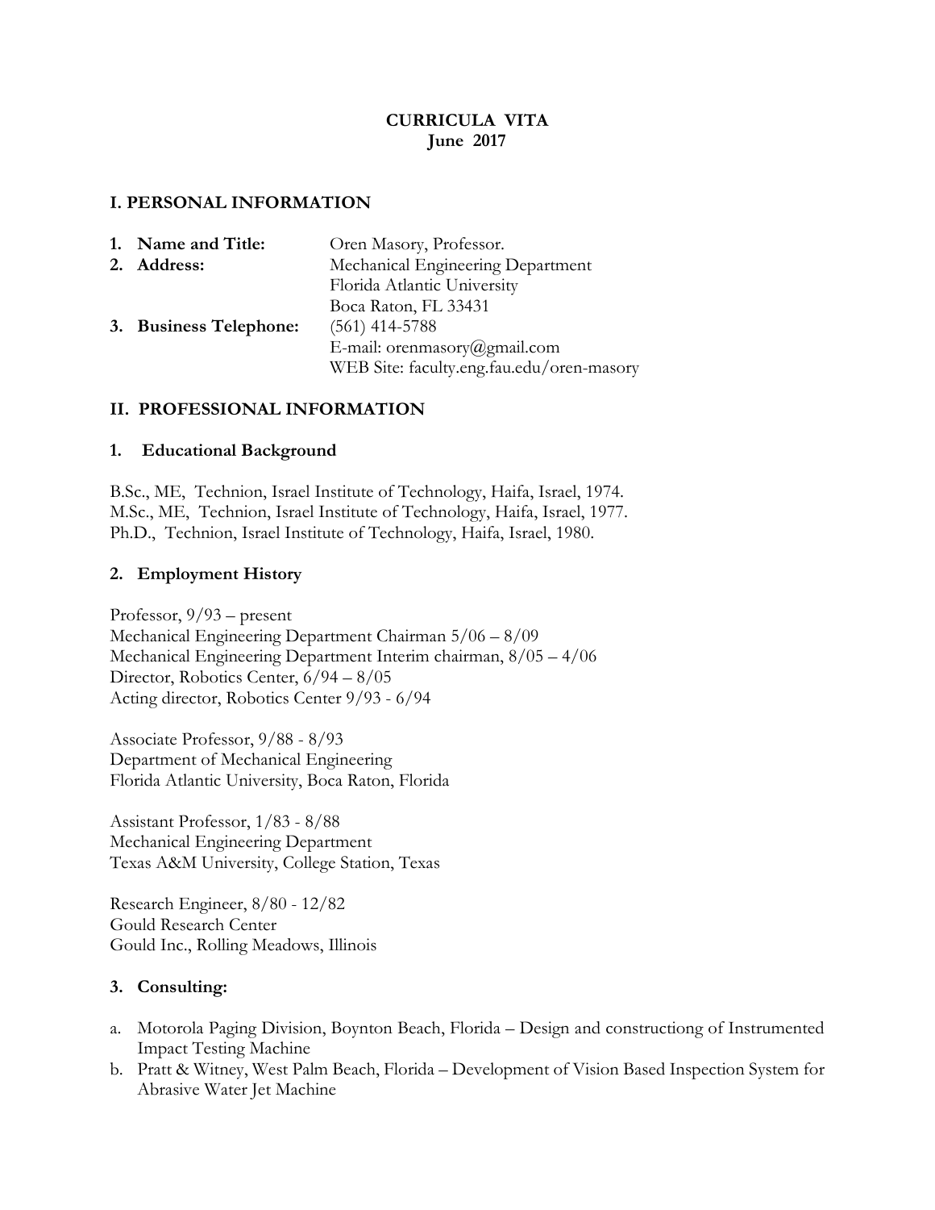# CURRICULA VITA
**June 2017**

## I. PERSONAL INFORMATION

| | |
|---|---|
| **1. Name and Title:** | Oren Masory, Professor. |
| **2. Address:** | Mechanical Engineering Department |
| | Florida Atlantic University |
| | Boca Raton, FL 33431 |
| **3. Business Telephone:** | (561) 414-5788 |
| | E-mail: orenmasory@gmail.com |
| | WEB Site: faculty.eng.fau.edu/oren-masory |

## II. PROFESSIONAL INFORMATION

### 1. Educational Background

B.Sc., ME, Technion, Israel Institute of Technology, Haifa, Israel, 1974.
M.Sc., ME, Technion, Israel Institute of Technology, Haifa, Israel, 1977.
Ph.D., Technion, Israel Institute of Technology, Haifa, Israel, 1980.

### 2. Employment History

Professor, 9/93 – present
Mechanical Engineering Department Chairman 5/06 – 8/09
Mechanical Engineering Department Interim chairman, 8/05 – 4/06
Director, Robotics Center, 6/94 – 8/05
Acting director, Robotics Center 9/93 - 6/94

Associate Professor, 9/88 - 8/93
Department of Mechanical Engineering
Florida Atlantic University, Boca Raton, Florida

Assistant Professor, 1/83 - 8/88
Mechanical Engineering Department
Texas A&M University, College Station, Texas

Research Engineer, 8/80 - 12/82
Gould Research Center
Gould Inc., Rolling Meadows, Illinois

### 3. Consulting:

a. Motorola Paging Division, Boynton Beach, Florida – Design and constructiong of Instrumented Impact Testing Machine
b. Pratt & Witney, West Palm Beach, Florida – Development of Vision Based Inspection System for Abrasive Water Jet Machine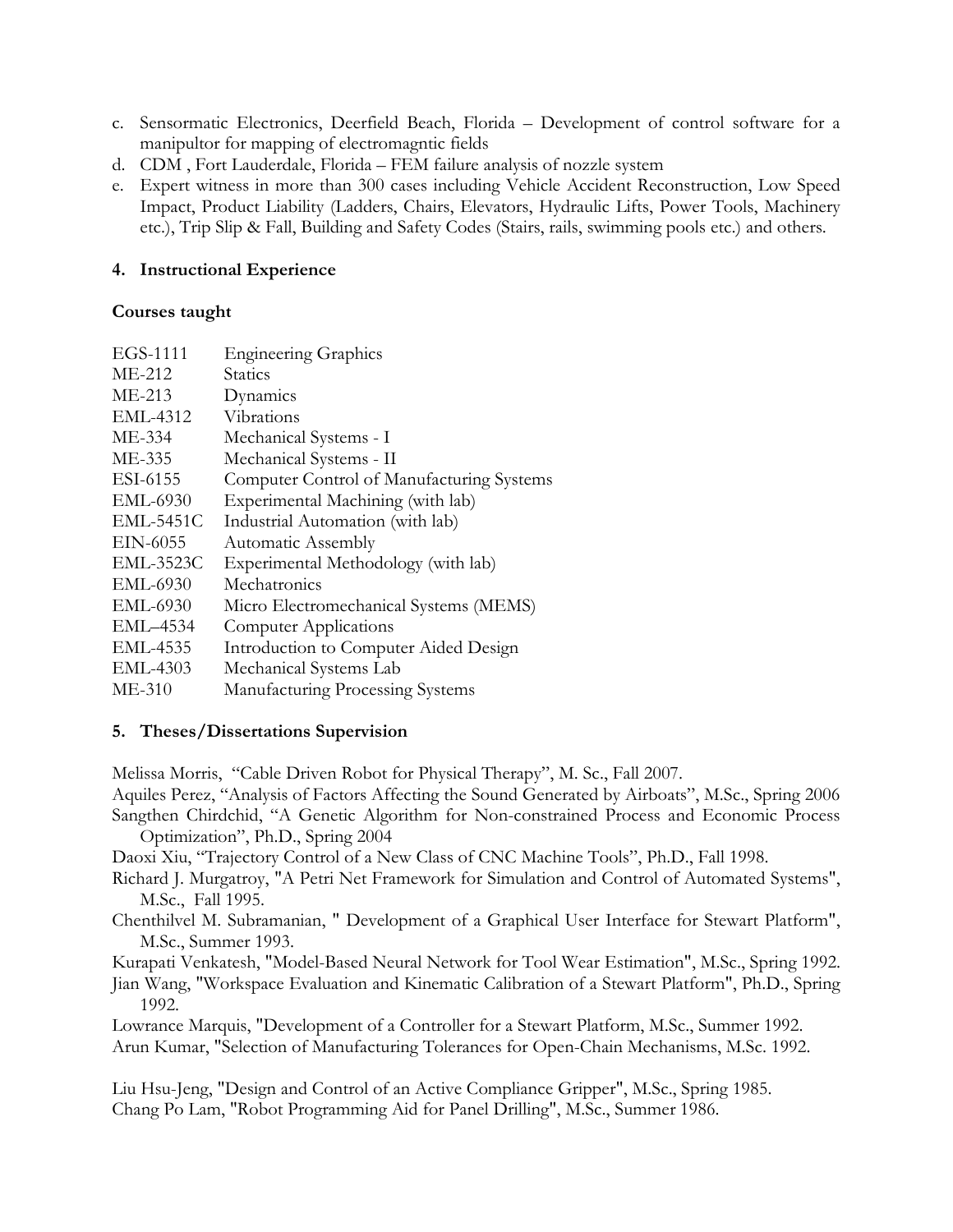c. Sensormatic Electronics, Deerfield Beach, Florida – Development of control software for a manipultor for mapping of electromagntic fields
d. CDM , Fort Lauderdale, Florida – FEM failure analysis of nozzle system
e. Expert witness in more than 300 cases including Vehicle Accident Reconstruction, Low Speed Impact, Product Liability (Ladders, Chairs, Elevators, Hydraulic Lifts, Power Tools, Machinery etc.), Trip Slip & Fall, Building and Safety Codes (Stairs, rails, swimming pools etc.) and others.

## 4. Instructional Experience

### Courses taught

| | |
|---|---|
| EGS-1111 | Engineering Graphics |
| ME-212 | Statics |
| ME-213 | Dynamics |
| EML-4312 | Vibrations |
| ME-334 | Mechanical Systems - I |
| ME-335 | Mechanical Systems - II |
| ESI-6155 | Computer Control of Manufacturing Systems |
| EML-6930 | Experimental Machining (with lab) |
| EML-5451C | Industrial Automation (with lab) |
| EIN-6055 | Automatic Assembly |
| EML-3523C | Experimental Methodology (with lab) |
| EML-6930 | Mechatronics |
| EML-6930 | Micro Electromechanical Systems (MEMS) |
| EML–4534 | Computer Applications |
| EML-4535 | Introduction to Computer Aided Design |
| EML-4303 | Mechanical Systems Lab |
| ME-310 | Manufacturing Processing Systems |

## 5. Theses/Dissertations Supervision

Melissa Morris, "Cable Driven Robot for Physical Therapy", M. Sc., Fall 2007.

Aquiles Perez, "Analysis of Factors Affecting the Sound Generated by Airboats", M.Sc., Spring 2006

Sangthen Chirdchid, "A Genetic Algorithm for Non-constrained Process and Economic Process Optimization", Ph.D., Spring 2004

Daoxi Xiu, "Trajectory Control of a New Class of CNC Machine Tools", Ph.D., Fall 1998.

Richard J. Murgatroy, "A Petri Net Framework for Simulation and Control of Automated Systems", M.Sc., Fall 1995.

Chenthilvel M. Subramanian, " Development of a Graphical User Interface for Stewart Platform", M.Sc., Summer 1993.

Kurapati Venkatesh, "Model-Based Neural Network for Tool Wear Estimation", M.Sc., Spring 1992.

Jian Wang, "Workspace Evaluation and Kinematic Calibration of a Stewart Platform", Ph.D., Spring 1992.

Lowrance Marquis, "Development of a Controller for a Stewart Platform, M.Sc., Summer 1992.

Arun Kumar, "Selection of Manufacturing Tolerances for Open-Chain Mechanisms, M.Sc. 1992.

Liu Hsu-Jeng, "Design and Control of an Active Compliance Gripper", M.Sc., Spring 1985.

Chang Po Lam, "Robot Programming Aid for Panel Drilling", M.Sc., Summer 1986.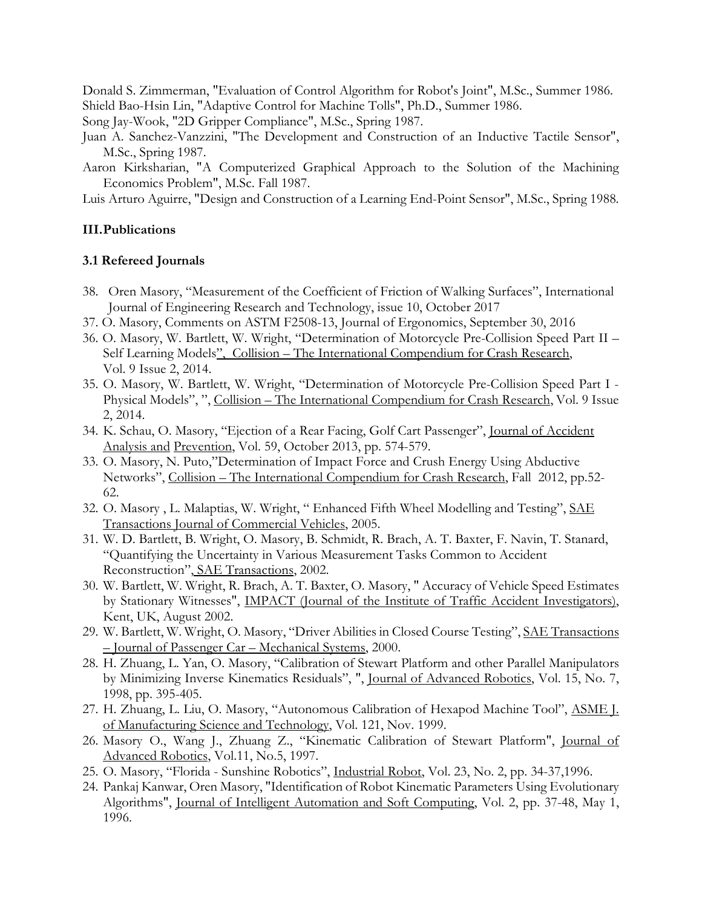Donald S. Zimmerman, "Evaluation of Control Algorithm for Robot's Joint", M.Sc., Summer 1986.

Shield Bao-Hsin Lin, "Adaptive Control for Machine Tolls", Ph.D., Summer 1986.

Song Jay-Wook, "2D Gripper Compliance", M.Sc., Spring 1987.

Juan A. Sanchez-Vanzzini, "The Development and Construction of an Inductive Tactile Sensor", M.Sc., Spring 1987.

Aaron Kirksharian, "A Computerized Graphical Approach to the Solution of the Machining Economics Problem", M.Sc. Fall 1987.

Luis Arturo Aguirre, "Design and Construction of a Learning End-Point Sensor", M.Sc., Spring 1988.

## III. Publications

### 3.1 Refereed Journals

38. Oren Masory, "Measurement of the Coefficient of Friction of Walking Surfaces", International Journal of Engineering Research and Technology, issue 10, October 2017
37. O. Masory, Comments on ASTM F2508-13, Journal of Ergonomics, September 30, 2016
36. O. Masory, W. Bartlett, W. Wright, "Determination of Motorcycle Pre-Collision Speed Part II – Self Learning Models", Collision – The International Compendium for Crash Research, Vol. 9 Issue 2, 2014.
35. O. Masory, W. Bartlett, W. Wright, "Determination of Motorcycle Pre-Collision Speed Part I - Physical Models", ", Collision – The International Compendium for Crash Research, Vol. 9 Issue 2, 2014.
34. K. Schau, O. Masory, "Ejection of a Rear Facing, Golf Cart Passenger", Journal of Accident Analysis and Prevention, Vol. 59, October 2013, pp. 574-579.
33. O. Masory, N. Puto,"Determination of Impact Force and Crush Energy Using Abductive Networks", Collision – The International Compendium for Crash Research, Fall 2012, pp.52-62.
32. O. Masory , L. Malaptias, W. Wright, " Enhanced Fifth Wheel Modelling and Testing", SAE Transactions Journal of Commercial Vehicles, 2005.
31. W. D. Bartlett, B. Wright, O. Masory, B. Schmidt, R. Brach, A. T. Baxter, F. Navin, T. Stanard, "Quantifying the Uncertainty in Various Measurement Tasks Common to Accident Reconstruction", SAE Transactions, 2002.
30. W. Bartlett, W. Wright, R. Brach, A. T. Baxter, O. Masory, " Accuracy of Vehicle Speed Estimates by Stationary Witnesses", IMPACT (Journal of the Institute of Traffic Accident Investigators), Kent, UK, August 2002.
29. W. Bartlett, W. Wright, O. Masory, "Driver Abilities in Closed Course Testing", SAE Transactions – Journal of Passenger Car – Mechanical Systems, 2000.
28. H. Zhuang, L. Yan, O. Masory, "Calibration of Stewart Platform and other Parallel Manipulators by Minimizing Inverse Kinematics Residuals", ", Journal of Advanced Robotics, Vol. 15, No. 7, 1998, pp. 395-405.
27. H. Zhuang, L. Liu, O. Masory, "Autonomous Calibration of Hexapod Machine Tool", ASME J. of Manufacturing Science and Technology, Vol. 121, Nov. 1999.
26. Masory O., Wang J., Zhuang Z., "Kinematic Calibration of Stewart Platform", Journal of Advanced Robotics, Vol.11, No.5, 1997.
25. O. Masory, "Florida - Sunshine Robotics", Industrial Robot, Vol. 23, No. 2, pp. 34-37,1996.
24. Pankaj Kanwar, Oren Masory, "Identification of Robot Kinematic Parameters Using Evolutionary Algorithms", Journal of Intelligent Automation and Soft Computing, Vol. 2, pp. 37-48, May 1, 1996.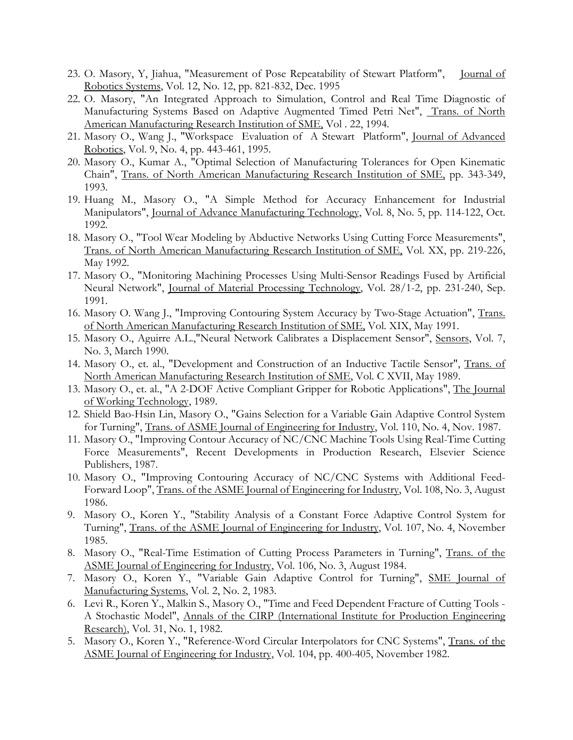23. O. Masory, Y, Jiahua, "Measurement of Pose Repeatability of Stewart Platform", Journal of Robotics Systems, Vol. 12, No. 12, pp. 821-832, Dec. 1995
22. O. Masory, "An Integrated Approach to Simulation, Control and Real Time Diagnostic of Manufacturing Systems Based on Adaptive Augmented Timed Petri Net", Trans. of North American Manufacturing Research Institution of SME, Vol . 22, 1994.
21. Masory O., Wang J., "Workspace Evaluation of A Stewart Platform", Journal of Advanced Robotics, Vol. 9, No. 4, pp. 443-461, 1995.
20. Masory O., Kumar A., "Optimal Selection of Manufacturing Tolerances for Open Kinematic Chain", Trans. of North American Manufacturing Research Institution of SME, pp. 343-349, 1993.
19. Huang M., Masory O., "A Simple Method for Accuracy Enhancement for Industrial Manipulators", Journal of Advance Manufacturing Technology, Vol. 8, No. 5, pp. 114-122, Oct. 1992.
18. Masory O., "Tool Wear Modeling by Abductive Networks Using Cutting Force Measurements", Trans. of North American Manufacturing Research Institution of SME, Vol. XX, pp. 219-226, May 1992.
17. Masory O., "Monitoring Machining Processes Using Multi-Sensor Readings Fused by Artificial Neural Network", Journal of Material Processing Technology, Vol. 28/1-2, pp. 231-240, Sep. 1991.
16. Masory O. Wang J., "Improving Contouring System Accuracy by Two-Stage Actuation", Trans. of North American Manufacturing Research Institution of SME, Vol. XIX, May 1991.
15. Masory O., Aguirre A.L.,"Neural Network Calibrates a Displacement Sensor", Sensors, Vol. 7, No. 3, March 1990.
14. Masory O., et. al., "Development and Construction of an Inductive Tactile Sensor", Trans. of North American Manufacturing Research Institution of SME, Vol. C XVII, May 1989.
13. Masory O., et. al., "A 2-DOF Active Compliant Gripper for Robotic Applications", The Journal of Working Technology, 1989.
12. Shield Bao-Hsin Lin, Masory O., "Gains Selection for a Variable Gain Adaptive Control System for Turning", Trans. of ASME Journal of Engineering for Industry, Vol. 110, No. 4, Nov. 1987.
11. Masory O., "Improving Contour Accuracy of NC/CNC Machine Tools Using Real-Time Cutting Force Measurements", Recent Developments in Production Research, Elsevier Science Publishers, 1987.
10. Masory O., "Improving Contouring Accuracy of NC/CNC Systems with Additional Feed-Forward Loop", Trans. of the ASME Journal of Engineering for Industry, Vol. 108, No. 3, August 1986.
9. Masory O., Koren Y., "Stability Analysis of a Constant Force Adaptive Control System for Turning", Trans. of the ASME Journal of Engineering for Industry, Vol. 107, No. 4, November 1985.
8. Masory O., "Real-Time Estimation of Cutting Process Parameters in Turning", Trans. of the ASME Journal of Engineering for Industry, Vol. 106, No. 3, August 1984.
7. Masory O., Koren Y., "Variable Gain Adaptive Control for Turning", SME Journal of Manufacturing Systems, Vol. 2, No. 2, 1983.
6. Levi R., Koren Y., Malkin S., Masory O., "Time and Feed Dependent Fracture of Cutting Tools - A Stochastic Model", Annals of the CIRP (International Institute for Production Engineering Research), Vol. 31, No. 1, 1982.
5. Masory O., Koren Y., "Reference-Word Circular Interpolators for CNC Systems", Trans. of the ASME Journal of Engineering for Industry, Vol. 104, pp. 400-405, November 1982.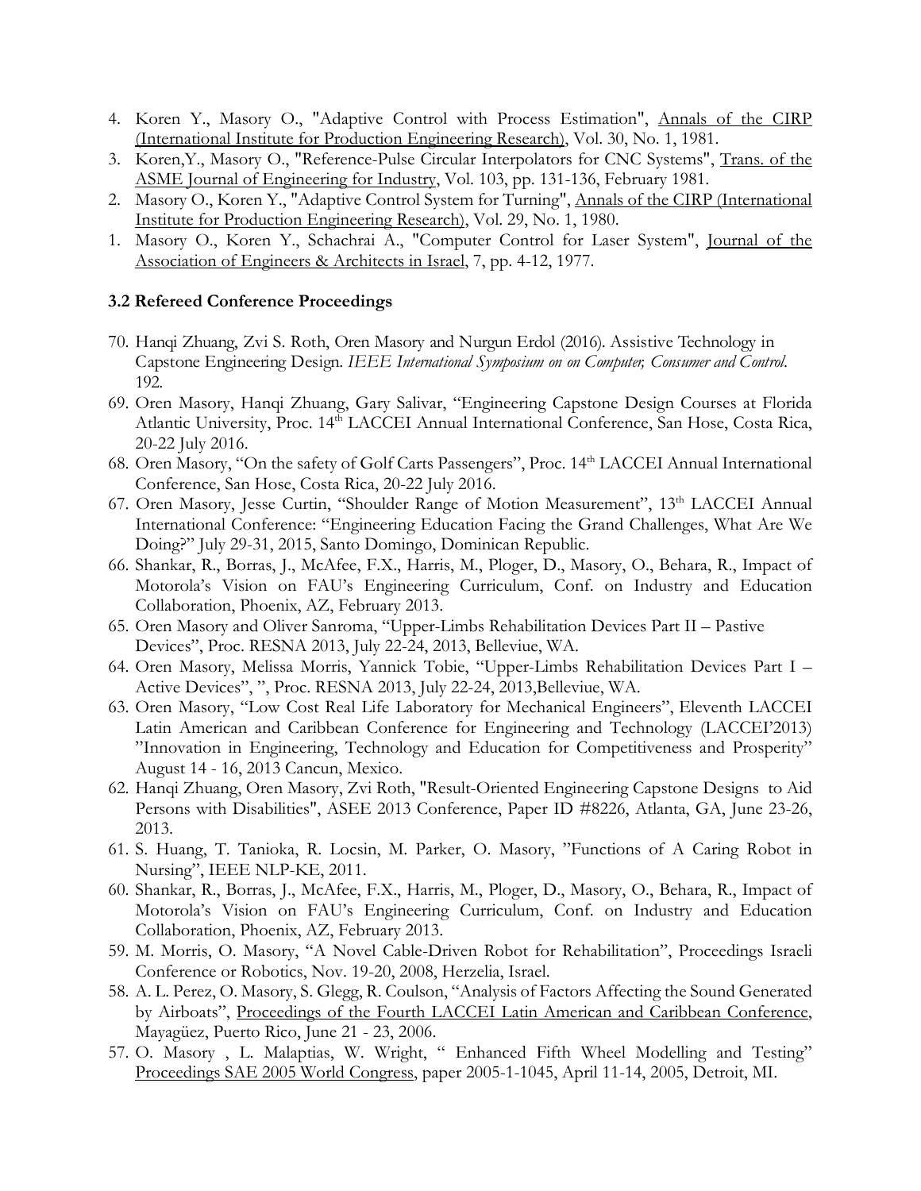4. Koren Y., Masory O., "Adaptive Control with Process Estimation", Annals of the CIRP (International Institute for Production Engineering Research), Vol. 30, No. 1, 1981.
3. Koren,Y., Masory O., "Reference-Pulse Circular Interpolators for CNC Systems", Trans. of the ASME Journal of Engineering for Industry, Vol. 103, pp. 131-136, February 1981.
2. Masory O., Koren Y., "Adaptive Control System for Turning", Annals of the CIRP (International Institute for Production Engineering Research), Vol. 29, No. 1, 1980.
1. Masory O., Koren Y., Schachrai A., "Computer Control for Laser System", Journal of the Association of Engineers & Architects in Israel, 7, pp. 4-12, 1977.

### 3.2 Refereed Conference Proceedings

70. Hanqi Zhuang, Zvi S. Roth, Oren Masory and Nurgun Erdol (2016). Assistive Technology in Capstone Engineering Design. *IEEE International Symposium on on Computer, Consumer and Control.* 192.
69. Oren Masory, Hanqi Zhuang, Gary Salivar, "Engineering Capstone Design Courses at Florida Atlantic University, Proc. 14th LACCEI Annual International Conference, San Hose, Costa Rica, 20-22 July 2016.
68. Oren Masory, "On the safety of Golf Carts Passengers", Proc. 14th LACCEI Annual International Conference, San Hose, Costa Rica, 20-22 July 2016.
67. Oren Masory, Jesse Curtin, "Shoulder Range of Motion Measurement", 13th LACCEI Annual International Conference: "Engineering Education Facing the Grand Challenges, What Are We Doing?" July 29-31, 2015, Santo Domingo, Dominican Republic.
66. Shankar, R., Borras, J., McAfee, F.X., Harris, M., Ploger, D., Masory, O., Behara, R., Impact of Motorola's Vision on FAU's Engineering Curriculum, Conf. on Industry and Education Collaboration, Phoenix, AZ, February 2013.
65. Oren Masory and Oliver Sanroma, "Upper-Limbs Rehabilitation Devices Part II – Pastive Devices", Proc. RESNA 2013, July 22-24, 2013, Belleviue, WA.
64. Oren Masory, Melissa Morris, Yannick Tobie, "Upper-Limbs Rehabilitation Devices Part I – Active Devices", ", Proc. RESNA 2013, July 22-24, 2013,Belleviue, WA.
63. Oren Masory, "Low Cost Real Life Laboratory for Mechanical Engineers", Eleventh LACCEI Latin American and Caribbean Conference for Engineering and Technology (LACCEI'2013) "Innovation in Engineering, Technology and Education for Competitiveness and Prosperity" August 14 - 16, 2013 Cancun, Mexico.
62. Hanqi Zhuang, Oren Masory, Zvi Roth, "Result-Oriented Engineering Capstone Designs to Aid Persons with Disabilities", ASEE 2013 Conference, Paper ID #8226, Atlanta, GA, June 23-26, 2013.
61. S. Huang, T. Tanioka, R. Locsin, M. Parker, O. Masory, "Functions of A Caring Robot in Nursing", IEEE NLP-KE, 2011.
60. Shankar, R., Borras, J., McAfee, F.X., Harris, M., Ploger, D., Masory, O., Behara, R., Impact of Motorola's Vision on FAU's Engineering Curriculum, Conf. on Industry and Education Collaboration, Phoenix, AZ, February 2013.
59. M. Morris, O. Masory, "A Novel Cable-Driven Robot for Rehabilitation", Proceedings Israeli Conference or Robotics, Nov. 19-20, 2008, Herzelia, Israel.
58. A. L. Perez, O. Masory, S. Glegg, R. Coulson, "Analysis of Factors Affecting the Sound Generated by Airboats", Proceedings of the Fourth LACCEI Latin American and Caribbean Conference, Mayagüez, Puerto Rico, June 21 - 23, 2006.
57. O. Masory , L. Malaptias, W. Wright, " Enhanced Fifth Wheel Modelling and Testing" Proceedings SAE 2005 World Congress, paper 2005-1-1045, April 11-14, 2005, Detroit, MI.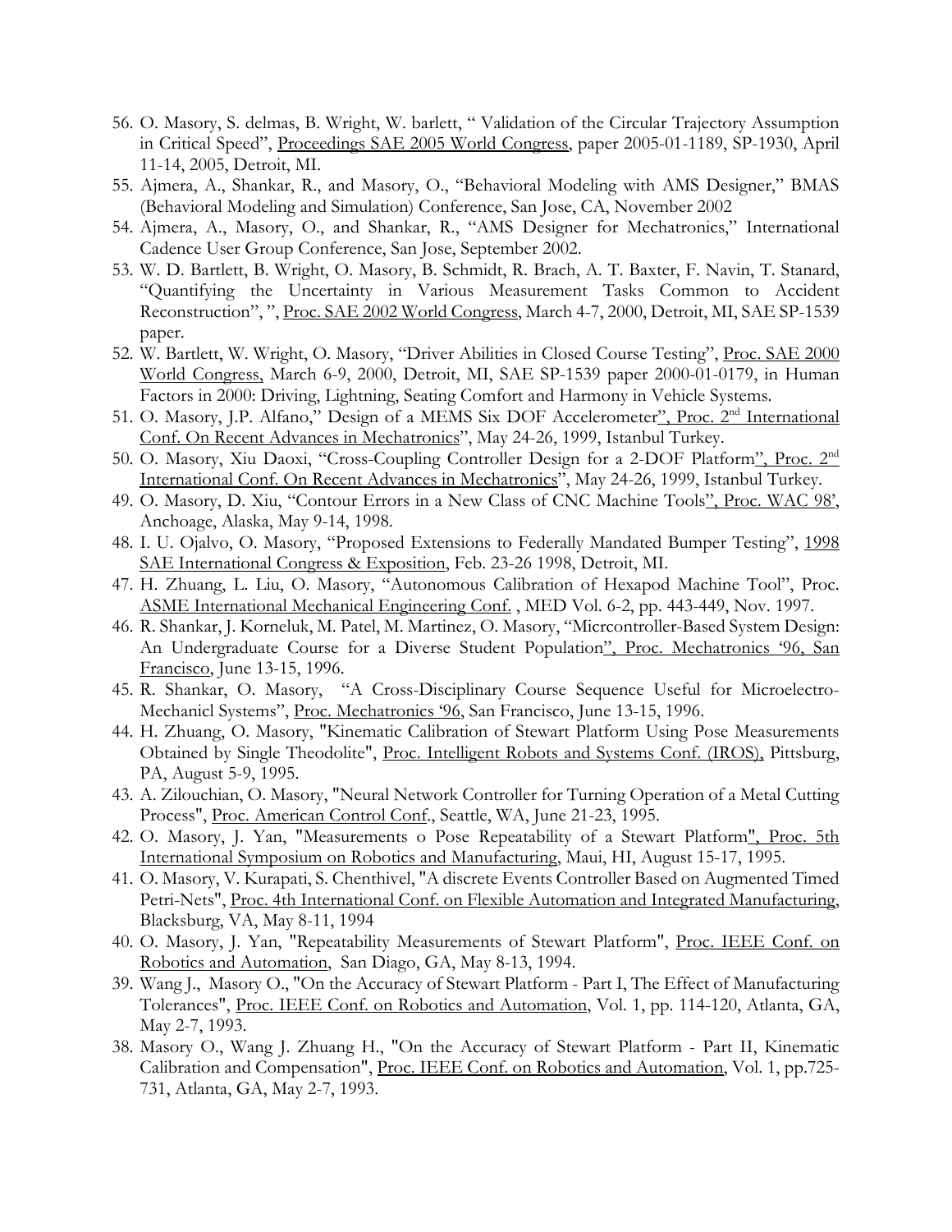56. O. Masory, S. delmas, B. Wright, W. barlett, " Validation of the Circular Trajectory Assumption in Critical Speed", Proceedings SAE 2005 World Congress, paper 2005-01-1189, SP-1930, April 11-14, 2005, Detroit, MI.
55. Ajmera, A., Shankar, R., and Masory, O., "Behavioral Modeling with AMS Designer," BMAS (Behavioral Modeling and Simulation) Conference, San Jose, CA, November 2002
54. Ajmera, A., Masory, O., and Shankar, R., "AMS Designer for Mechatronics," International Cadence User Group Conference, San Jose, September 2002.
53. W. D. Bartlett, B. Wright, O. Masory, B. Schmidt, R. Brach, A. T. Baxter, F. Navin, T. Stanard, "Quantifying the Uncertainty in Various Measurement Tasks Common to Accident Reconstruction", ", Proc. SAE 2002 World Congress, March 4-7, 2000, Detroit, MI, SAE SP-1539 paper.
52. W. Bartlett, W. Wright, O. Masory, "Driver Abilities in Closed Course Testing", Proc. SAE 2000 World Congress, March 6-9, 2000, Detroit, MI, SAE SP-1539 paper 2000-01-0179, in Human Factors in 2000: Driving, Lightning, Seating Comfort and Harmony in Vehicle Systems.
51. O. Masory, J.P. Alfano," Design of a MEMS Six DOF Accelerometer", Proc. 2nd International Conf. On Recent Advances in Mechatronics", May 24-26, 1999, Istanbul Turkey.
50. O. Masory, Xiu Daoxi, "Cross-Coupling Controller Design for a 2-DOF Platform", Proc. 2nd International Conf. On Recent Advances in Mechatronics", May 24-26, 1999, Istanbul Turkey.
49. O. Masory, D. Xiu, "Contour Errors in a New Class of CNC Machine Tools", Proc. WAC 98', Anchoage, Alaska, May 9-14, 1998.
48. I. U. Ojalvo, O. Masory, "Proposed Extensions to Federally Mandated Bumper Testing", 1998 SAE International Congress & Exposition, Feb. 23-26 1998, Detroit, MI.
47. H. Zhuang, L. Liu, O. Masory, "Autonomous Calibration of Hexapod Machine Tool", Proc. ASME International Mechanical Engineering Conf. , MED Vol. 6-2, pp. 443-449, Nov. 1997.
46. R. Shankar, J. Korneluk, M. Patel, M. Martinez, O. Masory, "Micrcontroller-Based System Design: An Undergraduate Course for a Diverse Student Population", Proc. Mechatronics '96, San Francisco, June 13-15, 1996.
45. R. Shankar, O. Masory, "A Cross-Disciplinary Course Sequence Useful for Microelectro-Mechanicl Systems", Proc. Mechatronics '96, San Francisco, June 13-15, 1996.
44. H. Zhuang, O. Masory, "Kinematic Calibration of Stewart Platform Using Pose Measurements Obtained by Single Theodolite", Proc. Intelligent Robots and Systems Conf. (IROS), Pittsburg, PA, August 5-9, 1995.
43. A. Zilouchian, O. Masory, "Neural Network Controller for Turning Operation of a Metal Cutting Process", Proc. American Control Conf., Seattle, WA, June 21-23, 1995.
42. O. Masory, J. Yan, "Measurements o Pose Repeatability of a Stewart Platform", Proc. 5th International Symposium on Robotics and Manufacturing, Maui, HI, August 15-17, 1995.
41. O. Masory, V. Kurapati, S. Chenthivel, "A discrete Events Controller Based on Augmented Timed Petri-Nets", Proc. 4th International Conf. on Flexible Automation and Integrated Manufacturing, Blacksburg, VA, May 8-11, 1994
40. O. Masory, J. Yan, "Repeatability Measurements of Stewart Platform", Proc. IEEE Conf. on Robotics and Automation, San Diago, GA, May 8-13, 1994.
39. Wang J., Masory O., "On the Accuracy of Stewart Platform - Part I, The Effect of Manufacturing Tolerances", Proc. IEEE Conf. on Robotics and Automation, Vol. 1, pp. 114-120, Atlanta, GA, May 2-7, 1993.
38. Masory O., Wang J. Zhuang H., "On the Accuracy of Stewart Platform - Part II, Kinematic Calibration and Compensation", Proc. IEEE Conf. on Robotics and Automation, Vol. 1, pp.725-731, Atlanta, GA, May 2-7, 1993.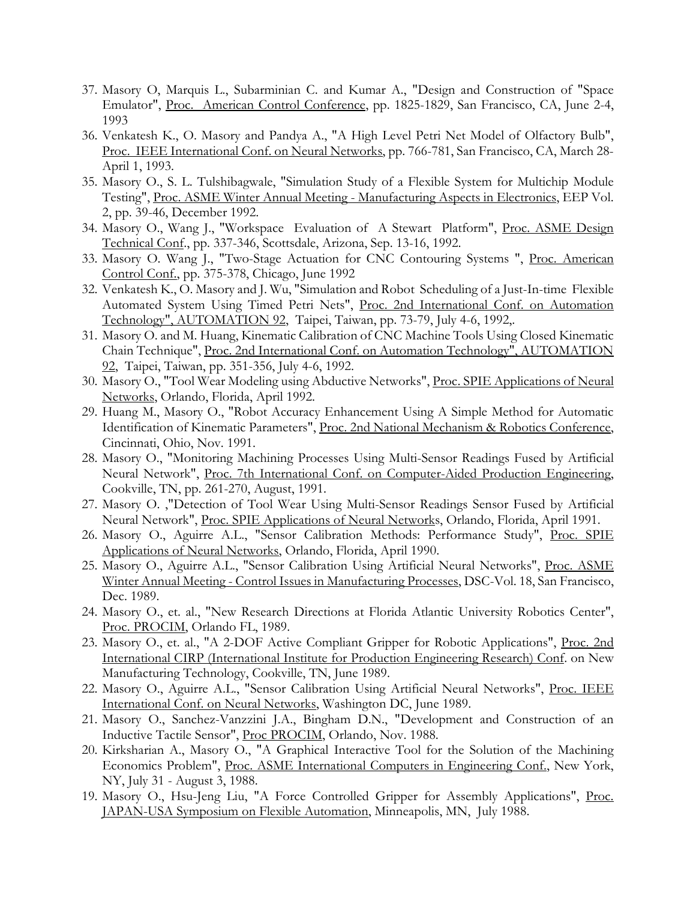37. Masory O, Marquis L., Subarminian C. and Kumar A., "Design and Construction of "Space Emulator", Proc. American Control Conference, pp. 1825-1829, San Francisco, CA, June 2-4, 1993
36. Venkatesh K., O. Masory and Pandya A., "A High Level Petri Net Model of Olfactory Bulb", Proc. IEEE International Conf. on Neural Networks, pp. 766-781, San Francisco, CA, March 28-April 1, 1993.
35. Masory O., S. L. Tulshibagwale, "Simulation Study of a Flexible System for Multichip Module Testing", Proc. ASME Winter Annual Meeting - Manufacturing Aspects in Electronics, EEP Vol. 2, pp. 39-46, December 1992.
34. Masory O., Wang J., "Workspace Evaluation of A Stewart Platform", Proc. ASME Design Technical Conf., pp. 337-346, Scottsdale, Arizona, Sep. 13-16, 1992.
33. Masory O. Wang J., "Two-Stage Actuation for CNC Contouring Systems ", Proc. American Control Conf., pp. 375-378, Chicago, June 1992
32. Venkatesh K., O. Masory and J. Wu, "Simulation and Robot Scheduling of a Just-In-time Flexible Automated System Using Timed Petri Nets", Proc. 2nd International Conf. on Automation Technology", AUTOMATION 92, Taipei, Taiwan, pp. 73-79, July 4-6, 1992,.
31. Masory O. and M. Huang, Kinematic Calibration of CNC Machine Tools Using Closed Kinematic Chain Technique", Proc. 2nd International Conf. on Automation Technology", AUTOMATION 92, Taipei, Taiwan, pp. 351-356, July 4-6, 1992.
30. Masory O., "Tool Wear Modeling using Abductive Networks", Proc. SPIE Applications of Neural Networks, Orlando, Florida, April 1992.
29. Huang M., Masory O., "Robot Accuracy Enhancement Using A Simple Method for Automatic Identification of Kinematic Parameters", Proc. 2nd National Mechanism & Robotics Conference, Cincinnati, Ohio, Nov. 1991.
28. Masory O., "Monitoring Machining Processes Using Multi-Sensor Readings Fused by Artificial Neural Network", Proc. 7th International Conf. on Computer-Aided Production Engineering, Cookville, TN, pp. 261-270, August, 1991.
27. Masory O. ,"Detection of Tool Wear Using Multi-Sensor Readings Sensor Fused by Artificial Neural Network", Proc. SPIE Applications of Neural Networks, Orlando, Florida, April 1991.
26. Masory O., Aguirre A.L., "Sensor Calibration Methods: Performance Study", Proc. SPIE Applications of Neural Networks, Orlando, Florida, April 1990.
25. Masory O., Aguirre A.L., "Sensor Calibration Using Artificial Neural Networks", Proc. ASME Winter Annual Meeting - Control Issues in Manufacturing Processes, DSC-Vol. 18, San Francisco, Dec. 1989.
24. Masory O., et. al., "New Research Directions at Florida Atlantic University Robotics Center", Proc. PROCIM, Orlando FL, 1989.
23. Masory O., et. al., "A 2-DOF Active Compliant Gripper for Robotic Applications", Proc. 2nd International CIRP (International Institute for Production Engineering Research) Conf. on New Manufacturing Technology, Cookville, TN, June 1989.
22. Masory O., Aguirre A.L., "Sensor Calibration Using Artificial Neural Networks", Proc. IEEE International Conf. on Neural Networks, Washington DC, June 1989.
21. Masory O., Sanchez-Vanzzini J.A., Bingham D.N., "Development and Construction of an Inductive Tactile Sensor", Proc PROCIM, Orlando, Nov. 1988.
20. Kirksharian A., Masory O., "A Graphical Interactive Tool for the Solution of the Machining Economics Problem", Proc. ASME International Computers in Engineering Conf., New York, NY, July 31 - August 3, 1988.
19. Masory O., Hsu-Jeng Liu, "A Force Controlled Gripper for Assembly Applications", Proc. JAPAN-USA Symposium on Flexible Automation, Minneapolis, MN, July 1988.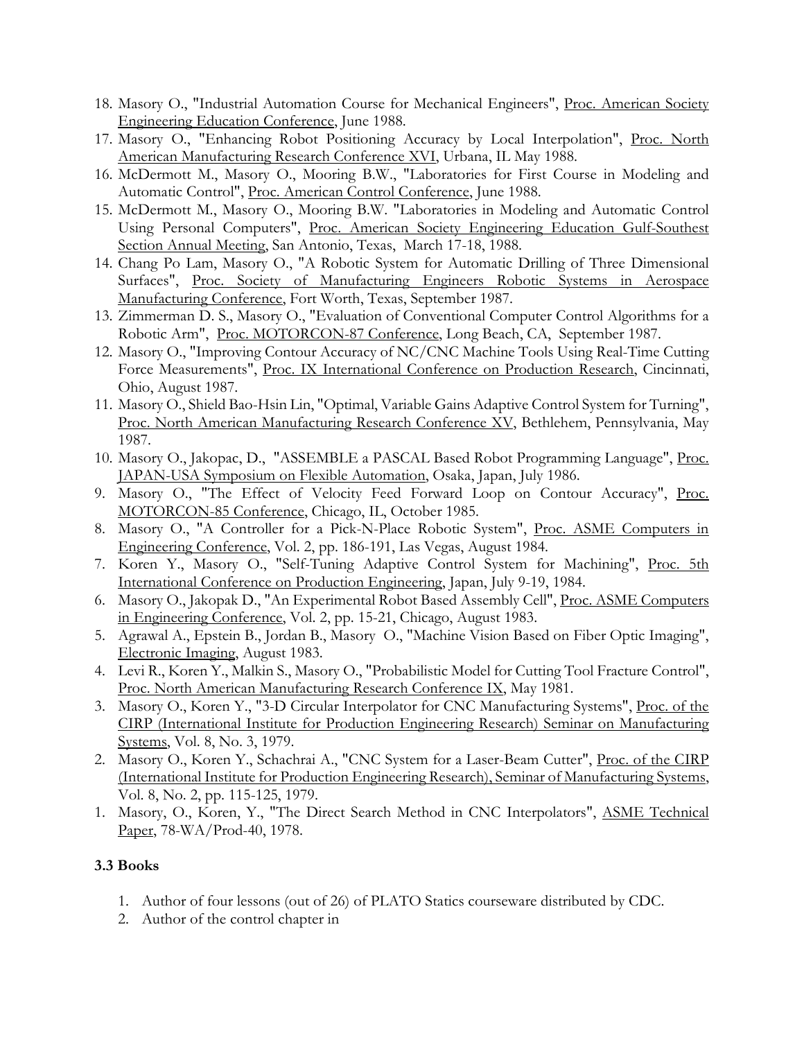18. Masory O., "Industrial Automation Course for Mechanical Engineers", Proc. American Society Engineering Education Conference, June 1988.
17. Masory O., "Enhancing Robot Positioning Accuracy by Local Interpolation", Proc. North American Manufacturing Research Conference XVI, Urbana, IL May 1988.
16. McDermott M., Masory O., Mooring B.W., "Laboratories for First Course in Modeling and Automatic Control", Proc. American Control Conference, June 1988.
15. McDermott M., Masory O., Mooring B.W. "Laboratories in Modeling and Automatic Control Using Personal Computers", Proc. American Society Engineering Education Gulf-Southest Section Annual Meeting, San Antonio, Texas, March 17-18, 1988.
14. Chang Po Lam, Masory O., "A Robotic System for Automatic Drilling of Three Dimensional Surfaces", Proc. Society of Manufacturing Engineers Robotic Systems in Aerospace Manufacturing Conference, Fort Worth, Texas, September 1987.
13. Zimmerman D. S., Masory O., "Evaluation of Conventional Computer Control Algorithms for a Robotic Arm", Proc. MOTORCON-87 Conference, Long Beach, CA, September 1987.
12. Masory O., "Improving Contour Accuracy of NC/CNC Machine Tools Using Real-Time Cutting Force Measurements", Proc. IX International Conference on Production Research, Cincinnati, Ohio, August 1987.
11. Masory O., Shield Bao-Hsin Lin, "Optimal, Variable Gains Adaptive Control System for Turning", Proc. North American Manufacturing Research Conference XV, Bethlehem, Pennsylvania, May 1987.
10. Masory O., Jakopac, D., "ASSEMBLE a PASCAL Based Robot Programming Language", Proc. JAPAN-USA Symposium on Flexible Automation, Osaka, Japan, July 1986.
9. Masory O., "The Effect of Velocity Feed Forward Loop on Contour Accuracy", Proc. MOTORCON-85 Conference, Chicago, IL, October 1985.
8. Masory O., "A Controller for a Pick-N-Place Robotic System", Proc. ASME Computers in Engineering Conference, Vol. 2, pp. 186-191, Las Vegas, August 1984.
7. Koren Y., Masory O., "Self-Tuning Adaptive Control System for Machining", Proc. 5th International Conference on Production Engineering, Japan, July 9-19, 1984.
6. Masory O., Jakopak D., "An Experimental Robot Based Assembly Cell", Proc. ASME Computers in Engineering Conference, Vol. 2, pp. 15-21, Chicago, August 1983.
5. Agrawal A., Epstein B., Jordan B., Masory O., "Machine Vision Based on Fiber Optic Imaging", Electronic Imaging, August 1983.
4. Levi R., Koren Y., Malkin S., Masory O., "Probabilistic Model for Cutting Tool Fracture Control", Proc. North American Manufacturing Research Conference IX, May 1981.
3. Masory O., Koren Y., "3-D Circular Interpolator for CNC Manufacturing Systems", Proc. of the CIRP (International Institute for Production Engineering Research) Seminar on Manufacturing Systems, Vol. 8, No. 3, 1979.
2. Masory O., Koren Y., Schachrai A., "CNC System for a Laser-Beam Cutter", Proc. of the CIRP (International Institute for Production Engineering Research), Seminar of Manufacturing Systems, Vol. 8, No. 2, pp. 115-125, 1979.
1. Masory, O., Koren, Y., "The Direct Search Method in CNC Interpolators", ASME Technical Paper, 78-WA/Prod-40, 1978.

### 3.3 Books

1. Author of four lessons (out of 26) of PLATO Statics courseware distributed by CDC.
2. Author of the control chapter in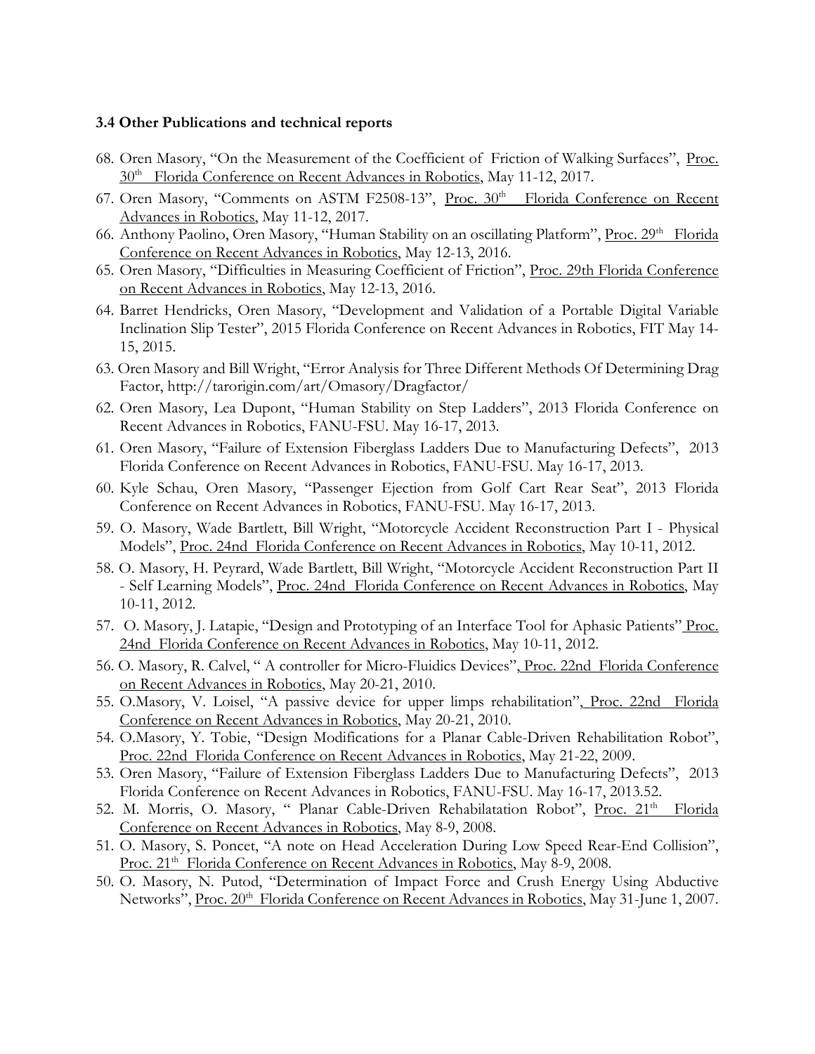### 3.4 Other Publications and technical reports

68. Oren Masory, "On the Measurement of the Coefficient of Friction of Walking Surfaces", Proc. 30th Florida Conference on Recent Advances in Robotics, May 11-12, 2017.
67. Oren Masory, "Comments on ASTM F2508-13", Proc. 30th Florida Conference on Recent Advances in Robotics, May 11-12, 2017.
66. Anthony Paolino, Oren Masory, "Human Stability on an oscillating Platform", Proc. 29th Florida Conference on Recent Advances in Robotics, May 12-13, 2016.
65. Oren Masory, "Difficulties in Measuring Coefficient of Friction", Proc. 29th Florida Conference on Recent Advances in Robotics, May 12-13, 2016.
64. Barret Hendricks, Oren Masory, "Development and Validation of a Portable Digital Variable Inclination Slip Tester", 2015 Florida Conference on Recent Advances in Robotics, FIT May 14-15, 2015.
63. Oren Masory and Bill Wright, "Error Analysis for Three Different Methods Of Determining Drag Factor, http://tarorigin.com/art/Omasory/Dragfactor/
62. Oren Masory, Lea Dupont, "Human Stability on Step Ladders", 2013 Florida Conference on Recent Advances in Robotics, FANU-FSU. May 16-17, 2013.
61. Oren Masory, "Failure of Extension Fiberglass Ladders Due to Manufacturing Defects", 2013 Florida Conference on Recent Advances in Robotics, FANU-FSU. May 16-17, 2013.
60. Kyle Schau, Oren Masory, "Passenger Ejection from Golf Cart Rear Seat", 2013 Florida Conference on Recent Advances in Robotics, FANU-FSU. May 16-17, 2013.
59. O. Masory, Wade Bartlett, Bill Wright, "Motorcycle Accident Reconstruction Part I - Physical Models", Proc. 24nd Florida Conference on Recent Advances in Robotics, May 10-11, 2012.
58. O. Masory, H. Peyrard, Wade Bartlett, Bill Wright, "Motorcycle Accident Reconstruction Part II - Self Learning Models", Proc. 24nd Florida Conference on Recent Advances in Robotics, May 10-11, 2012.
57. O. Masory, J. Latapie, "Design and Prototyping of an Interface Tool for Aphasic Patients" Proc. 24nd Florida Conference on Recent Advances in Robotics, May 10-11, 2012.
56. O. Masory, R. Calvel, " A controller for Micro-Fluidics Devices", Proc. 22nd Florida Conference on Recent Advances in Robotics, May 20-21, 2010.
55. O.Masory, V. Loisel, "A passive device for upper limps rehabilitation", Proc. 22nd Florida Conference on Recent Advances in Robotics, May 20-21, 2010.
54. O.Masory, Y. Tobie, "Design Modifications for a Planar Cable-Driven Rehabilitation Robot", Proc. 22nd Florida Conference on Recent Advances in Robotics, May 21-22, 2009.
53. Oren Masory, "Failure of Extension Fiberglass Ladders Due to Manufacturing Defects", 2013 Florida Conference on Recent Advances in Robotics, FANU-FSU. May 16-17, 2013.52.
52. M. Morris, O. Masory, " Planar Cable-Driven Rehabilatation Robot", Proc. 21th Florida Conference on Recent Advances in Robotics, May 8-9, 2008.
51. O. Masory, S. Poncet, "A note on Head Acceleration During Low Speed Rear-End Collision", Proc. 21th Florida Conference on Recent Advances in Robotics, May 8-9, 2008.
50. O. Masory, N. Putod, "Determination of Impact Force and Crush Energy Using Abductive Networks", Proc. 20th Florida Conference on Recent Advances in Robotics, May 31-June 1, 2007.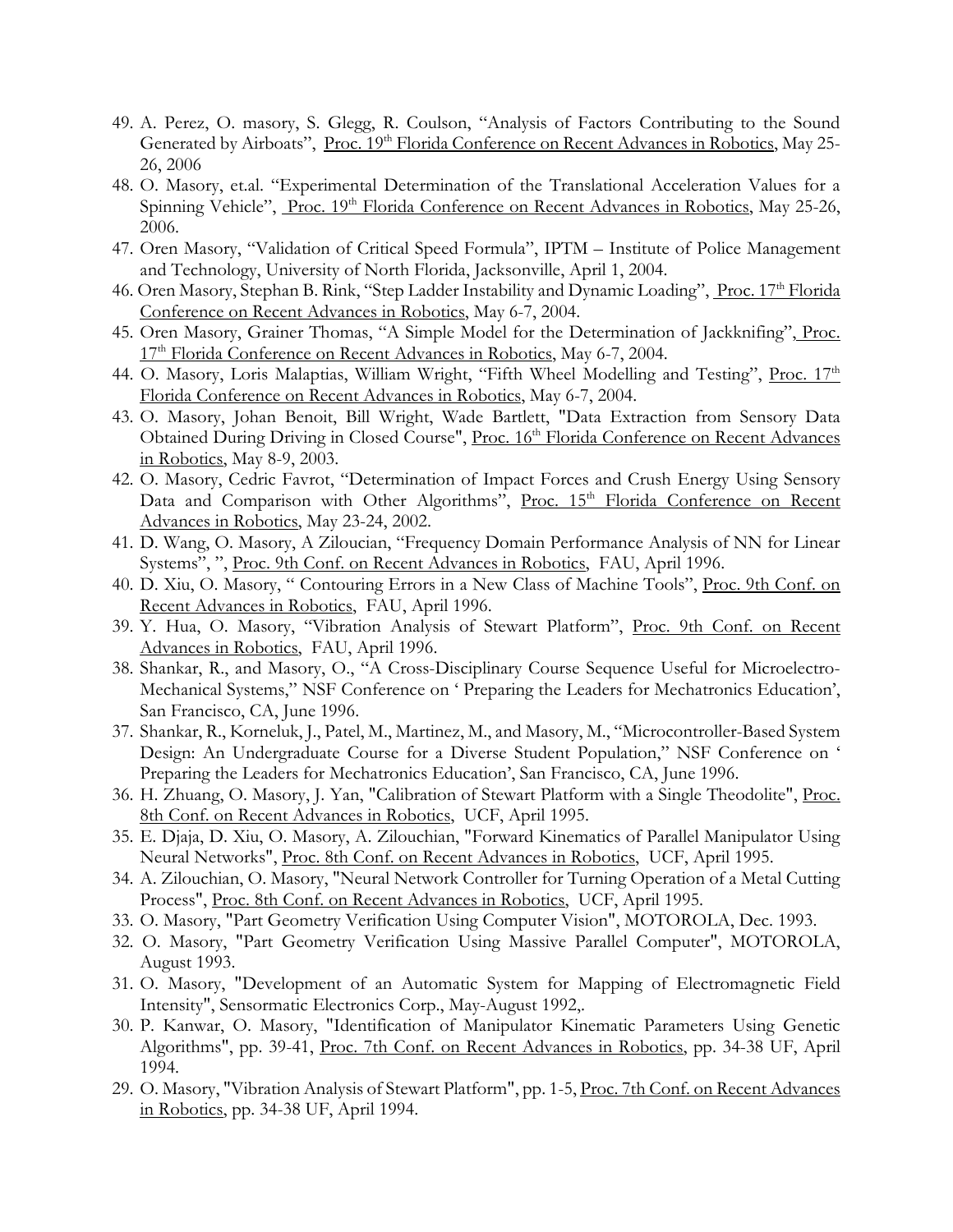49. A. Perez, O. masory, S. Glegg, R. Coulson, "Analysis of Factors Contributing to the Sound Generated by Airboats", Proc. 19th Florida Conference on Recent Advances in Robotics, May 25-26, 2006
48. O. Masory, et.al. "Experimental Determination of the Translational Acceleration Values for a Spinning Vehicle", Proc. 19th Florida Conference on Recent Advances in Robotics, May 25-26, 2006.
47. Oren Masory, "Validation of Critical Speed Formula", IPTM – Institute of Police Management and Technology, University of North Florida, Jacksonville, April 1, 2004.
46. Oren Masory, Stephan B. Rink, "Step Ladder Instability and Dynamic Loading", Proc. 17th Florida Conference on Recent Advances in Robotics, May 6-7, 2004.
45. Oren Masory, Grainer Thomas, "A Simple Model for the Determination of Jackknifing", Proc. 17th Florida Conference on Recent Advances in Robotics, May 6-7, 2004.
44. O. Masory, Loris Malaptias, William Wright, "Fifth Wheel Modelling and Testing", Proc. 17th Florida Conference on Recent Advances in Robotics, May 6-7, 2004.
43. O. Masory, Johan Benoit, Bill Wright, Wade Bartlett, "Data Extraction from Sensory Data Obtained During Driving in Closed Course", Proc. 16th Florida Conference on Recent Advances in Robotics, May 8-9, 2003.
42. O. Masory, Cedric Favrot, "Determination of Impact Forces and Crush Energy Using Sensory Data and Comparison with Other Algorithms", Proc. 15th Florida Conference on Recent Advances in Robotics, May 23-24, 2002.
41. D. Wang, O. Masory, A Ziloucian, "Frequency Domain Performance Analysis of NN for Linear Systems", ", Proc. 9th Conf. on Recent Advances in Robotics, FAU, April 1996.
40. D. Xiu, O. Masory, " Contouring Errors in a New Class of Machine Tools", Proc. 9th Conf. on Recent Advances in Robotics, FAU, April 1996.
39. Y. Hua, O. Masory, "Vibration Analysis of Stewart Platform", Proc. 9th Conf. on Recent Advances in Robotics, FAU, April 1996.
38. Shankar, R., and Masory, O., "A Cross-Disciplinary Course Sequence Useful for Microelectro-Mechanical Systems," NSF Conference on ' Preparing the Leaders for Mechatronics Education', San Francisco, CA, June 1996.
37. Shankar, R., Korneluk, J., Patel, M., Martinez, M., and Masory, M., "Microcontroller-Based System Design: An Undergraduate Course for a Diverse Student Population," NSF Conference on ' Preparing the Leaders for Mechatronics Education', San Francisco, CA, June 1996.
36. H. Zhuang, O. Masory, J. Yan, "Calibration of Stewart Platform with a Single Theodolite", Proc. 8th Conf. on Recent Advances in Robotics, UCF, April 1995.
35. E. Djaja, D. Xiu, O. Masory, A. Zilouchian, "Forward Kinematics of Parallel Manipulator Using Neural Networks", Proc. 8th Conf. on Recent Advances in Robotics, UCF, April 1995.
34. A. Zilouchian, O. Masory, "Neural Network Controller for Turning Operation of a Metal Cutting Process", Proc. 8th Conf. on Recent Advances in Robotics, UCF, April 1995.
33. O. Masory, "Part Geometry Verification Using Computer Vision", MOTOROLA, Dec. 1993.
32. O. Masory, "Part Geometry Verification Using Massive Parallel Computer", MOTOROLA, August 1993.
31. O. Masory, "Development of an Automatic System for Mapping of Electromagnetic Field Intensity", Sensormatic Electronics Corp., May-August 1992,.
30. P. Kanwar, O. Masory, "Identification of Manipulator Kinematic Parameters Using Genetic Algorithms", pp. 39-41, Proc. 7th Conf. on Recent Advances in Robotics, pp. 34-38 UF, April 1994.
29. O. Masory, "Vibration Analysis of Stewart Platform", pp. 1-5, Proc. 7th Conf. on Recent Advances in Robotics, pp. 34-38 UF, April 1994.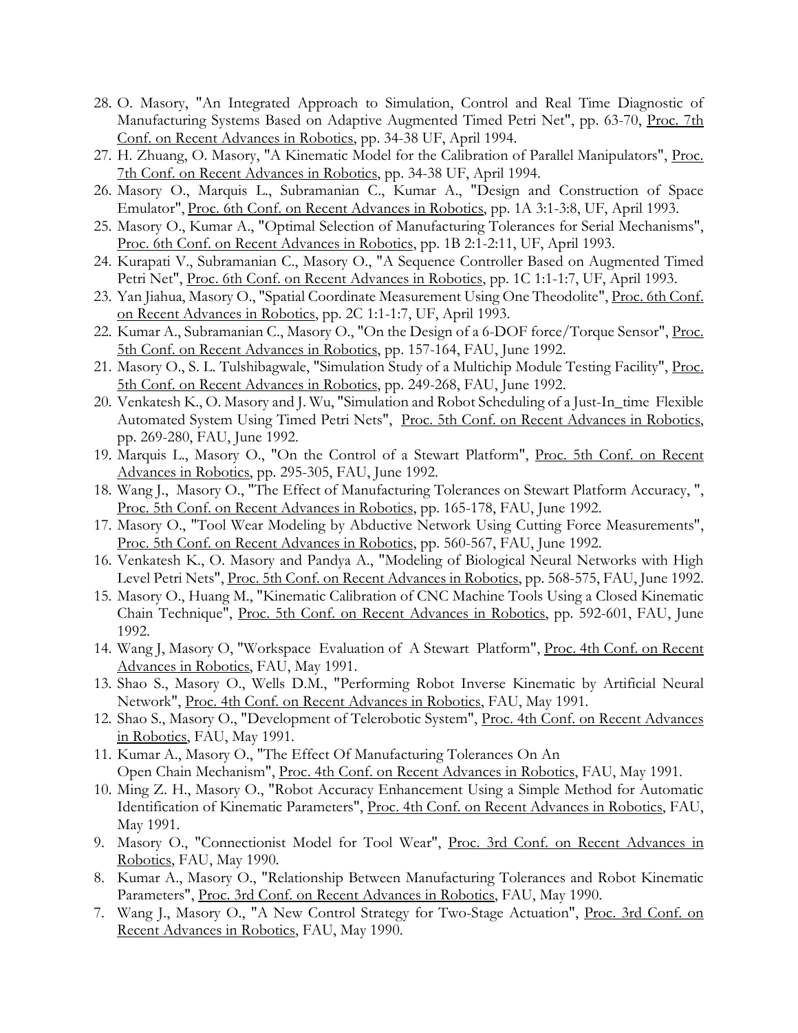28. O. Masory, "An Integrated Approach to Simulation, Control and Real Time Diagnostic of Manufacturing Systems Based on Adaptive Augmented Timed Petri Net", pp. 63-70, Proc. 7th Conf. on Recent Advances in Robotics, pp. 34-38 UF, April 1994.
27. H. Zhuang, O. Masory, "A Kinematic Model for the Calibration of Parallel Manipulators", Proc. 7th Conf. on Recent Advances in Robotics, pp. 34-38 UF, April 1994.
26. Masory O., Marquis L., Subramanian C., Kumar A., "Design and Construction of Space Emulator", Proc. 6th Conf. on Recent Advances in Robotics, pp. 1A 3:1-3:8, UF, April 1993.
25. Masory O., Kumar A., "Optimal Selection of Manufacturing Tolerances for Serial Mechanisms", Proc. 6th Conf. on Recent Advances in Robotics, pp. 1B 2:1-2:11, UF, April 1993.
24. Kurapati V., Subramanian C., Masory O., "A Sequence Controller Based on Augmented Timed Petri Net", Proc. 6th Conf. on Recent Advances in Robotics, pp. 1C 1:1-1:7, UF, April 1993.
23. Yan Jiahua, Masory O., "Spatial Coordinate Measurement Using One Theodolite", Proc. 6th Conf. on Recent Advances in Robotics, pp. 2C 1:1-1:7, UF, April 1993.
22. Kumar A., Subramanian C., Masory O., "On the Design of a 6-DOF force/Torque Sensor", Proc. 5th Conf. on Recent Advances in Robotics, pp. 157-164, FAU, June 1992.
21. Masory O., S. L. Tulshibagwale, "Simulation Study of a Multichip Module Testing Facility", Proc. 5th Conf. on Recent Advances in Robotics, pp. 249-268, FAU, June 1992.
20. Venkatesh K., O. Masory and J. Wu, "Simulation and Robot Scheduling of a Just-In_time Flexible Automated System Using Timed Petri Nets", Proc. 5th Conf. on Recent Advances in Robotics, pp. 269-280, FAU, June 1992.
19. Marquis L., Masory O., "On the Control of a Stewart Platform", Proc. 5th Conf. on Recent Advances in Robotics, pp. 295-305, FAU, June 1992.
18. Wang J., Masory O., "The Effect of Manufacturing Tolerances on Stewart Platform Accuracy, ", Proc. 5th Conf. on Recent Advances in Robotics, pp. 165-178, FAU, June 1992.
17. Masory O., "Tool Wear Modeling by Abductive Network Using Cutting Force Measurements", Proc. 5th Conf. on Recent Advances in Robotics, pp. 560-567, FAU, June 1992.
16. Venkatesh K., O. Masory and Pandya A., "Modeling of Biological Neural Networks with High Level Petri Nets", Proc. 5th Conf. on Recent Advances in Robotics, pp. 568-575, FAU, June 1992.
15. Masory O., Huang M., "Kinematic Calibration of CNC Machine Tools Using a Closed Kinematic Chain Technique", Proc. 5th Conf. on Recent Advances in Robotics, pp. 592-601, FAU, June 1992.
14. Wang J, Masory O, "Workspace Evaluation of A Stewart Platform", Proc. 4th Conf. on Recent Advances in Robotics, FAU, May 1991.
13. Shao S., Masory O., Wells D.M., "Performing Robot Inverse Kinematic by Artificial Neural Network", Proc. 4th Conf. on Recent Advances in Robotics, FAU, May 1991.
12. Shao S., Masory O., "Development of Telerobotic System", Proc. 4th Conf. on Recent Advances in Robotics, FAU, May 1991.
11. Kumar A., Masory O., "The Effect Of Manufacturing Tolerances On An Open Chain Mechanism", Proc. 4th Conf. on Recent Advances in Robotics, FAU, May 1991.
10. Ming Z. H., Masory O., "Robot Accuracy Enhancement Using a Simple Method for Automatic Identification of Kinematic Parameters", Proc. 4th Conf. on Recent Advances in Robotics, FAU, May 1991.
9. Masory O., "Connectionist Model for Tool Wear", Proc. 3rd Conf. on Recent Advances in Robotics, FAU, May 1990.
8. Kumar A., Masory O., "Relationship Between Manufacturing Tolerances and Robot Kinematic Parameters", Proc. 3rd Conf. on Recent Advances in Robotics, FAU, May 1990.
7. Wang J., Masory O., "A New Control Strategy for Two-Stage Actuation", Proc. 3rd Conf. on Recent Advances in Robotics, FAU, May 1990.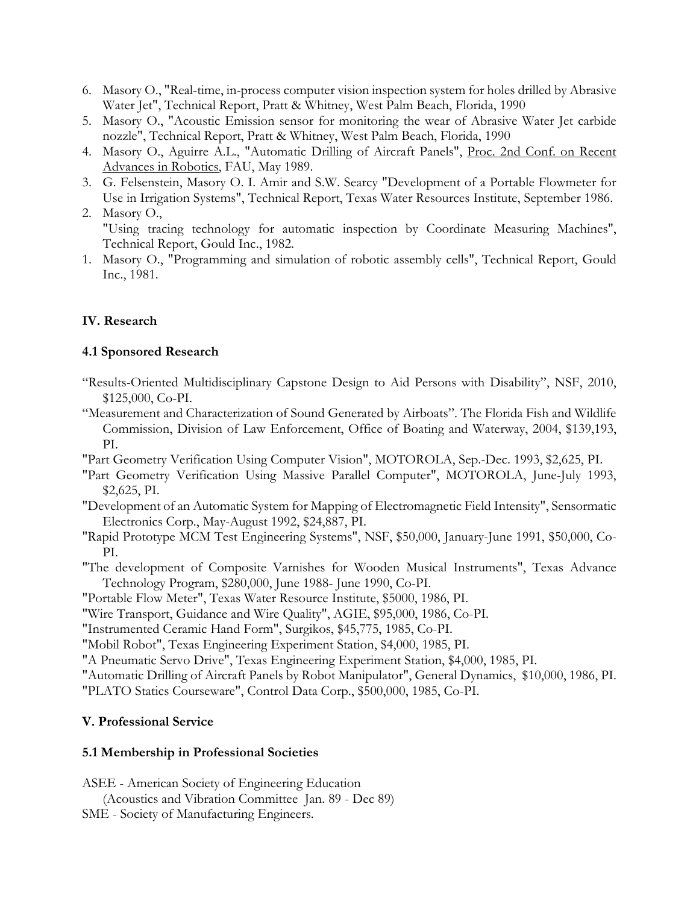6. Masory O., "Real-time, in-process computer vision inspection system for holes drilled by Abrasive Water Jet", Technical Report, Pratt & Whitney, West Palm Beach, Florida, 1990
5. Masory O., "Acoustic Emission sensor for monitoring the wear of Abrasive Water Jet carbide nozzle", Technical Report, Pratt & Whitney, West Palm Beach, Florida, 1990
4. Masory O., Aguirre A.L., "Automatic Drilling of Aircraft Panels", <u>Proc. 2nd Conf. on Recent Advances in Robotics</u>, FAU, May 1989.
3. G. Felsenstein, Masory O. I. Amir and S.W. Searcy "Development of a Portable Flowmeter for Use in Irrigation Systems", Technical Report, Texas Water Resources Institute, September 1986.
2. Masory O., "Using tracing technology for automatic inspection by Coordinate Measuring Machines", Technical Report, Gould Inc., 1982.
1. Masory O., "Programming and simulation of robotic assembly cells", Technical Report, Gould Inc., 1981.

## IV. Research

### 4.1 Sponsored Research

"Results-Oriented Multidisciplinary Capstone Design to Aid Persons with Disability", NSF, 2010, $125,000, Co-PI.

"Measurement and Characterization of Sound Generated by Airboats". The Florida Fish and Wildlife Commission, Division of Law Enforcement, Office of Boating and Waterway, 2004, $139,193, PI.

"Part Geometry Verification Using Computer Vision", MOTOROLA, Sep.-Dec. 1993, $2,625, PI.

"Part Geometry Verification Using Massive Parallel Computer", MOTOROLA, June-July 1993, $2,625, PI.

"Development of an Automatic System for Mapping of Electromagnetic Field Intensity", Sensormatic Electronics Corp., May-August 1992, $24,887, PI.

"Rapid Prototype MCM Test Engineering Systems", NSF, $50,000, January-June 1991, $50,000, Co-PI.

"The development of Composite Varnishes for Wooden Musical Instruments", Texas Advance Technology Program, $280,000, June 1988- June 1990, Co-PI.

"Portable Flow Meter", Texas Water Resource Institute, $5000, 1986, PI.

"Wire Transport, Guidance and Wire Quality", AGIE, $95,000, 1986, Co-PI.

"Instrumented Ceramic Hand Form", Surgikos, $45,775, 1985, Co-PI.

"Mobil Robot", Texas Engineering Experiment Station, $4,000, 1985, PI.

"A Pneumatic Servo Drive", Texas Engineering Experiment Station, $4,000, 1985, PI.

"Automatic Drilling of Aircraft Panels by Robot Manipulator", General Dynamics, $10,000, 1986, PI.

"PLATO Statics Courseware", Control Data Corp., $500,000, 1985, Co-PI.

## V. Professional Service

### 5.1 Membership in Professional Societies

ASEE - American Society of Engineering Education
(Acoustics and Vibration Committee Jan. 89 - Dec 89)

SME - Society of Manufacturing Engineers.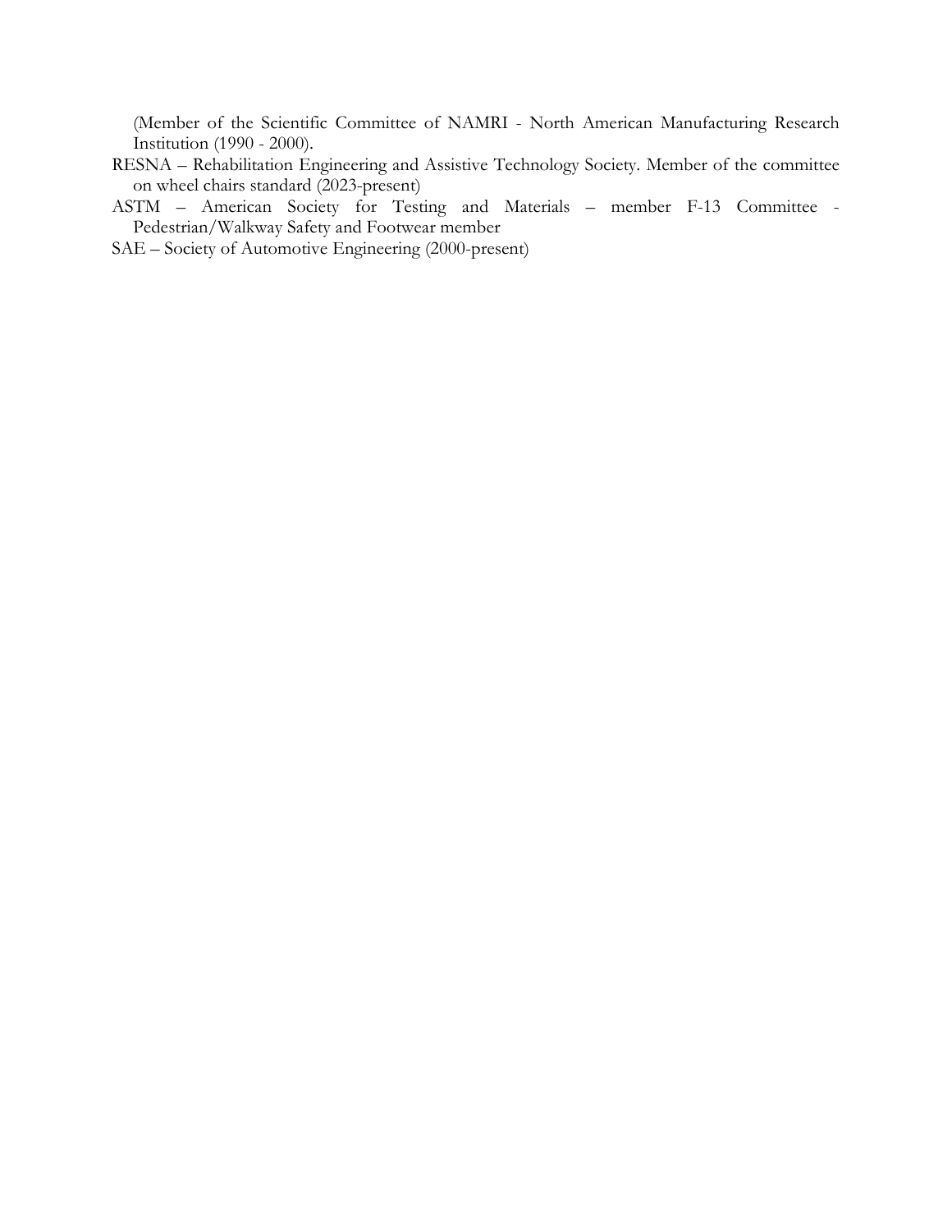(Member of the Scientific Committee of NAMRI - North American Manufacturing Research Institution (1990 - 2000).

RESNA – Rehabilitation Engineering and Assistive Technology Society. Member of the committee on wheel chairs standard (2023-present)

ASTM – American Society for Testing and Materials – member F-13 Committee - Pedestrian/Walkway Safety and Footwear member

SAE – Society of Automotive Engineering (2000-present)